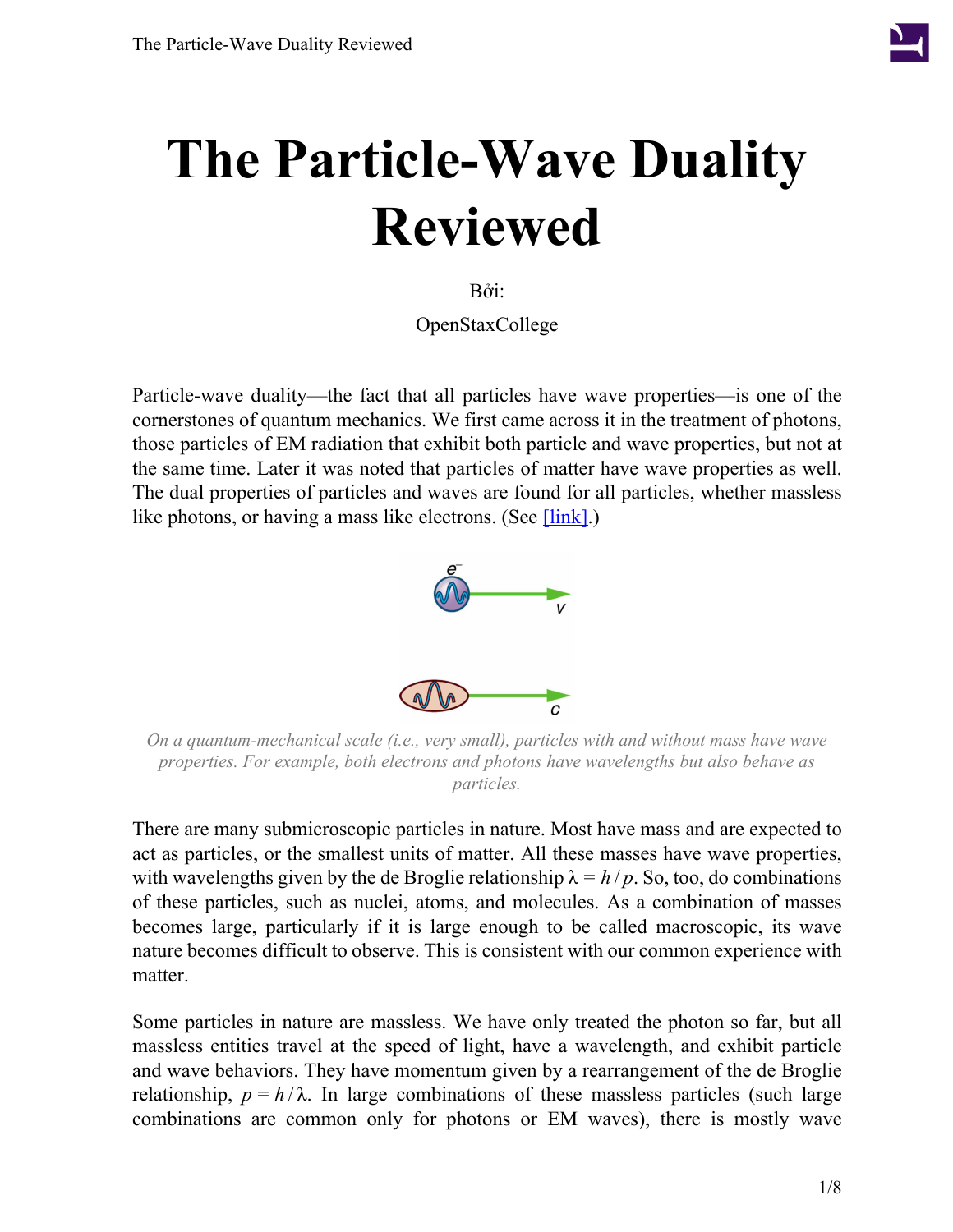# The Particle-Wave Duality Reviewed

Bởi:

OpenStaxCollege

Particle-wave duality—the fact that all particles have wave properties—is one of the cornerstones of quantum mechanics. We first came across it in the treatment of photons, those particles of EM radiation that exhibit both particle and wave properties, but not at the same time. Later it was noted that particles of matter have wave properties as well. The dual properties of particles and waves are found for all particles, whether massless like photons, or having a mass like electrons. (See [link].)

*On a quantum-mechanical scale (i.e., very small), particles with and without mass have wave properties. For example, both electrons and photons have wavelengths but also behave as particles.*

There are many submicroscopic particles in nature. Most have mass and are expected to act as particles, or the smallest units of matter. All these masses have wave properties, with wavelengths given by the de Broglie relationship $\lambda = h / p$. So, too, do combinations of these particles, such as nuclei, atoms, and molecules. As a combination of masses becomes large, particularly if it is large enough to be called macroscopic, its wave nature becomes difficult to observe. This is consistent with our common experience with matter.

Some particles in nature are massless. We have only treated the photon so far, but all massless entities travel at the speed of light, have a wavelength, and exhibit particle and wave behaviors. They have momentum given by a rearrangement of the de Broglie relationship, $p = h / \lambda$. In large combinations of these massless particles (such large combinations are common only for photons or EM waves), there is mostly wave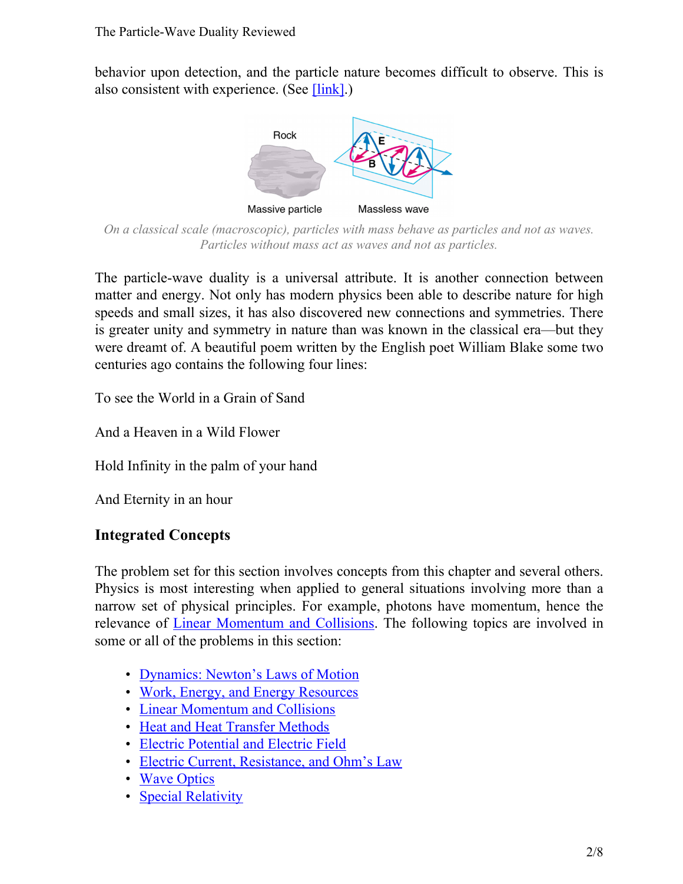behavior upon detection, and the particle nature becomes difficult to observe. This is also consistent with experience. (See [link].)

*On a classical scale (macroscopic), particles with mass behave as particles and not as waves. Particles without mass act as waves and not as particles.*

The particle-wave duality is a universal attribute. It is another connection between matter and energy. Not only has modern physics been able to describe nature for high speeds and small sizes, it has also discovered new connections and symmetries. There is greater unity and symmetry in nature than was known in the classical era—but they were dreamt of. A beautiful poem written by the English poet William Blake some two centuries ago contains the following four lines:

To see the World in a Grain of Sand

And a Heaven in a Wild Flower

Hold Infinity in the palm of your hand

And Eternity in an hour

## Integrated Concepts

The problem set for this section involves concepts from this chapter and several others. Physics is most interesting when applied to general situations involving more than a narrow set of physical principles. For example, photons have momentum, hence the relevance of Linear Momentum and Collisions. The following topics are involved in some or all of the problems in this section:

- Dynamics: Newton's Laws of Motion
- Work, Energy, and Energy Resources
- Linear Momentum and Collisions
- Heat and Heat Transfer Methods
- Electric Potential and Electric Field
- Electric Current, Resistance, and Ohm's Law
- Wave Optics
- Special Relativity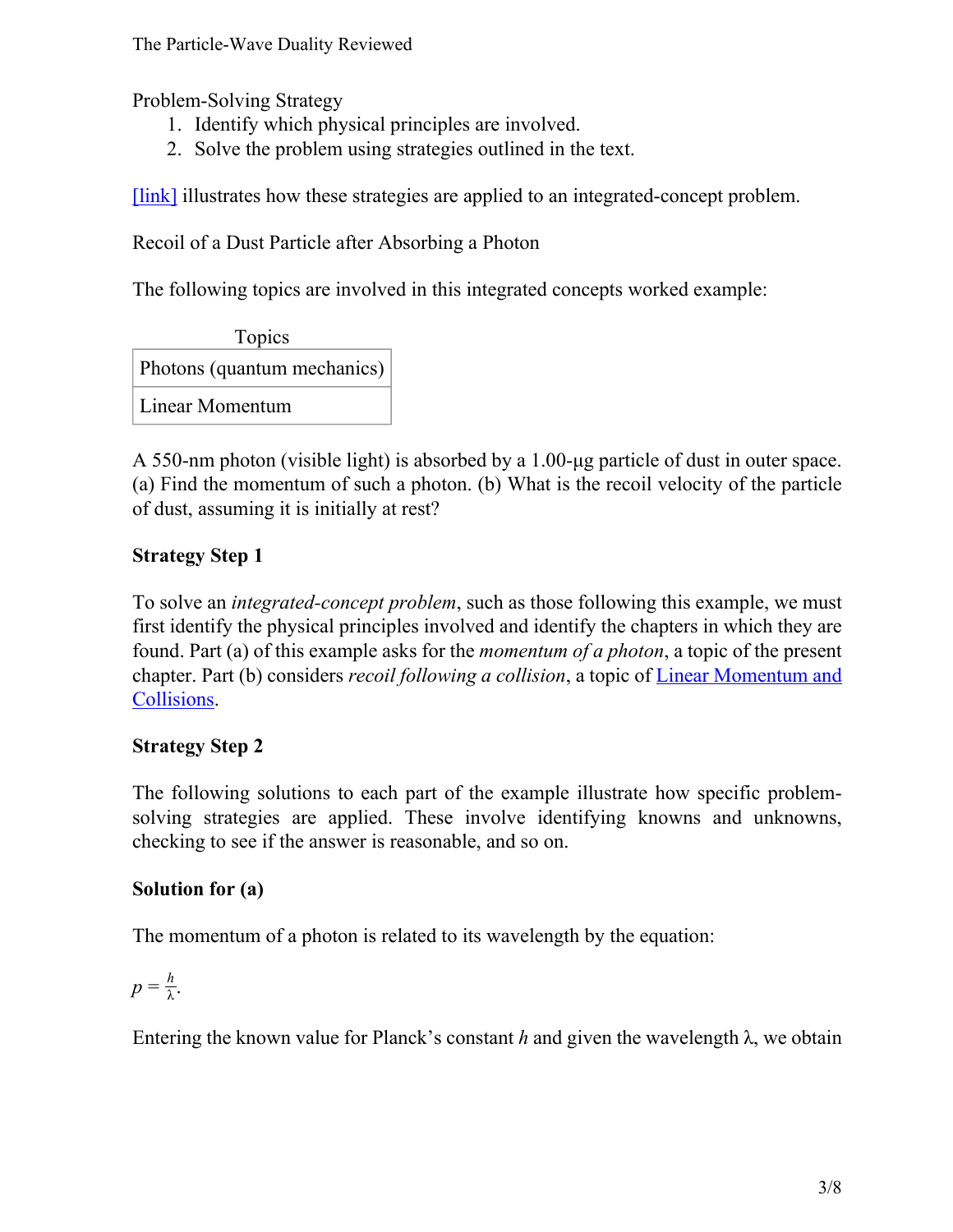Problem-Solving Strategy

1. Identify which physical principles are involved.
2. Solve the problem using strategies outlined in the text.

[link] illustrates how these strategies are applied to an integrated-concept problem.

Recoil of a Dust Particle after Absorbing a Photon

The following topics are involved in this integrated concepts worked example:

| Topics |
| --- |
| Photons (quantum mechanics) |
| Linear Momentum |

A 550-nm photon (visible light) is absorbed by a 1.00-μg particle of dust in outer space. (a) Find the momentum of such a photon. (b) What is the recoil velocity of the particle of dust, assuming it is initially at rest?

**Strategy Step 1**

To solve an *integrated-concept problem*, such as those following this example, we must first identify the physical principles involved and identify the chapters in which they are found. Part (a) of this example asks for the *momentum of a photon*, a topic of the present chapter. Part (b) considers *recoil following a collision*, a topic of Linear Momentum and Collisions.

**Strategy Step 2**

The following solutions to each part of the example illustrate how specific problem-solving strategies are applied. These involve identifying knowns and unknowns, checking to see if the answer is reasonable, and so on.

**Solution for (a)**

The momentum of a photon is related to its wavelength by the equation:

$$p = \frac{h}{\lambda}.$$

Entering the known value for Planck's constant $h$ and given the wavelength $\lambda$, we obtain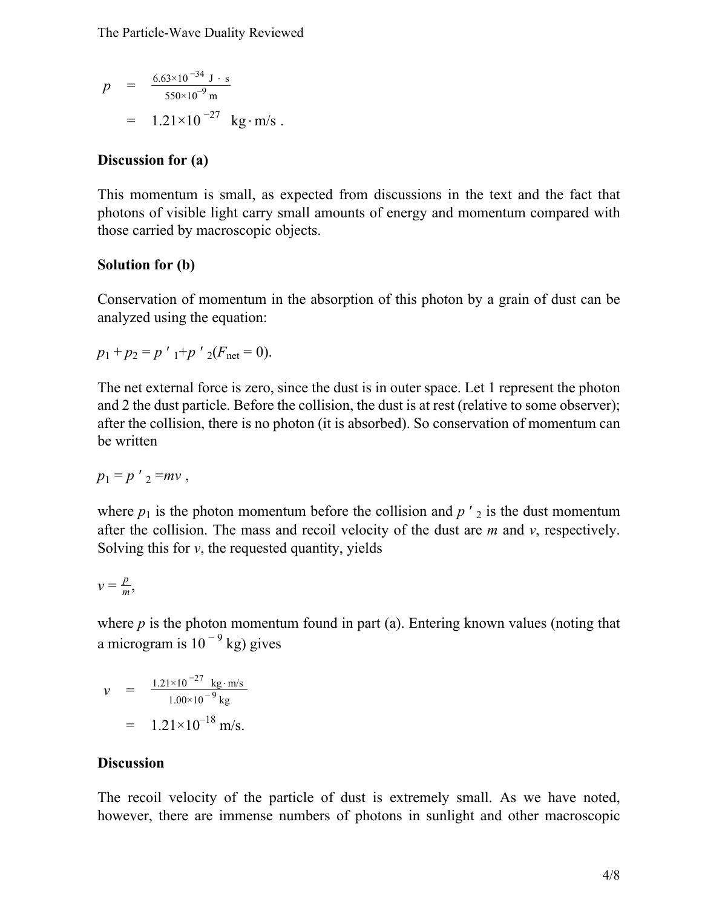$$\begin{aligned} p &= \frac{6.63\times10^{-34}\ \text{J}\cdot\text{s}}{550\times10^{-9}\ \text{m}} \\ &= 1.21\times10^{-27}\ \text{kg}\cdot\text{m/s}\ . \end{aligned}$$

**Discussion for (a)**

This momentum is small, as expected from discussions in the text and the fact that photons of visible light carry small amounts of energy and momentum compared with those carried by macroscopic objects.

**Solution for (b)**

Conservation of momentum in the absorption of this photon by a grain of dust can be analyzed using the equation:

$$p_1 + p_2 = p'_1 + p'_2 (F_{\text{net}} = 0).$$

The net external force is zero, since the dust is in outer space. Let 1 represent the photon and 2 the dust particle. Before the collision, the dust is at rest (relative to some observer); after the collision, there is no photon (it is absorbed). So conservation of momentum can be written

$$p_1 = p'_2 = mv\ ,$$

where $p_1$ is the photon momentum before the collision and $p'_2$ is the dust momentum after the collision. The mass and recoil velocity of the dust are $m$ and $v$, respectively. Solving this for $v$, the requested quantity, yields

$$v = \frac{p}{m},$$

where $p$ is the photon momentum found in part (a). Entering known values (noting that a microgram is $10^{-9}$ kg) gives

$$\begin{aligned} v &= \frac{1.21\times10^{-27}\ \text{kg}\cdot\text{m/s}}{1.00\times10^{-9}\ \text{kg}} \\ &= 1.21\times10^{-18}\ \text{m/s}. \end{aligned}$$

**Discussion**

The recoil velocity of the particle of dust is extremely small. As we have noted, however, there are immense numbers of photons in sunlight and other macroscopic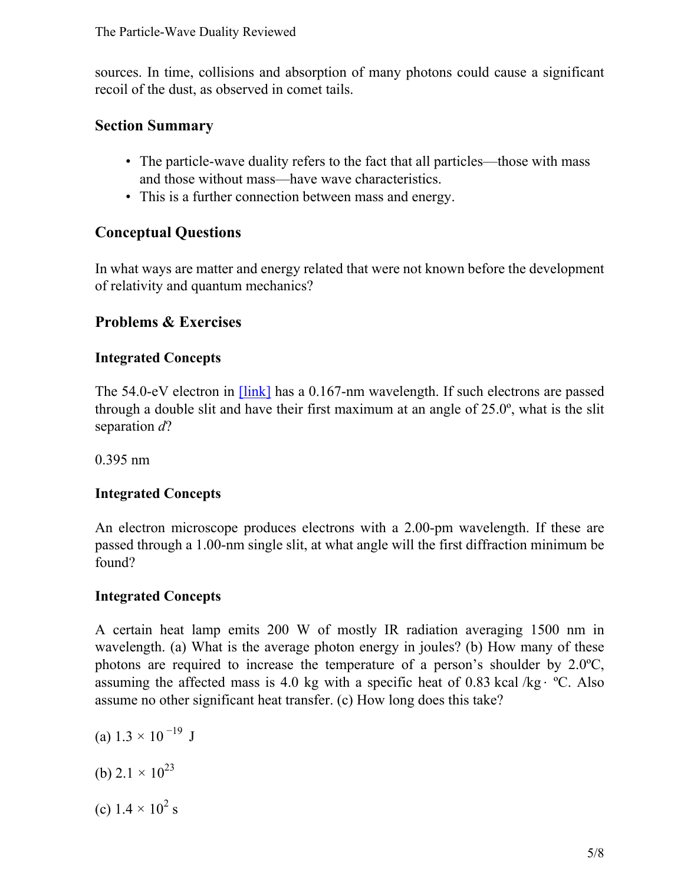sources. In time, collisions and absorption of many photons could cause a significant recoil of the dust, as observed in comet tails.

## Section Summary

- The particle-wave duality refers to the fact that all particles—those with mass and those without mass—have wave characteristics.
- This is a further connection between mass and energy.

## Conceptual Questions

In what ways are matter and energy related that were not known before the development of relativity and quantum mechanics?

## Problems & Exercises

### Integrated Concepts

The 54.0-eV electron in [link] has a 0.167-nm wavelength. If such electrons are passed through a double slit and have their first maximum at an angle of 25.0º, what is the slit separation *d*?

0.395 nm

### Integrated Concepts

An electron microscope produces electrons with a 2.00-pm wavelength. If these are passed through a 1.00-nm single slit, at what angle will the first diffraction minimum be found?

### Integrated Concepts

A certain heat lamp emits 200 W of mostly IR radiation averaging 1500 nm in wavelength. (a) What is the average photon energy in joules? (b) How many of these photons are required to increase the temperature of a person's shoulder by 2.0ºC, assuming the affected mass is 4.0 kg with a specific heat of $0.83\ \text{kcal/kg} \cdot \text{ºC}$. Also assume no other significant heat transfer. (c) How long does this take?

(a) $1.3 \times 10^{-19}\ \text{J}$

(b) $2.1 \times 10^{23}$

(c) $1.4 \times 10^{2}\ \text{s}$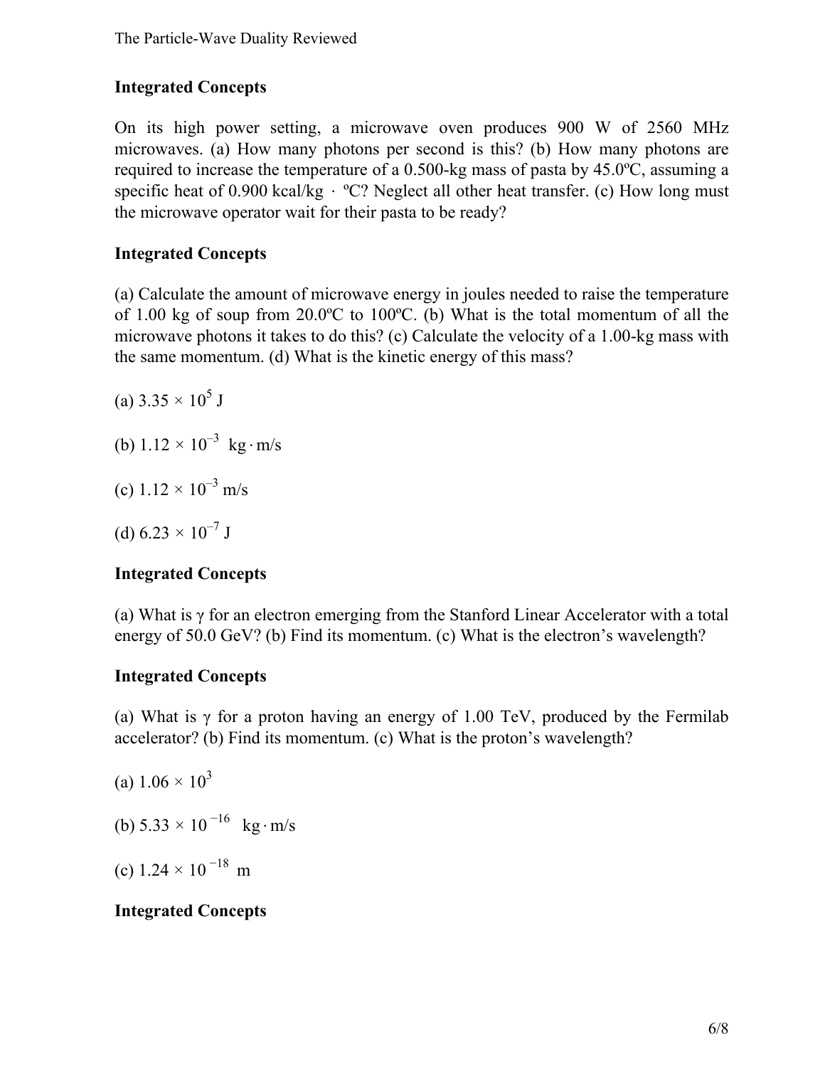### Integrated Concepts

On its high power setting, a microwave oven produces 900 W of 2560 MHz microwaves. (a) How many photons per second is this? (b) How many photons are required to increase the temperature of a 0.500-kg mass of pasta by 45.0ºC, assuming a specific heat of 0.900 kcal/kg · ºC? Neglect all other heat transfer. (c) How long must the microwave operator wait for their pasta to be ready?

### Integrated Concepts

(a) Calculate the amount of microwave energy in joules needed to raise the temperature of 1.00 kg of soup from 20.0ºC to 100ºC. (b) What is the total momentum of all the microwave photons it takes to do this? (c) Calculate the velocity of a 1.00-kg mass with the same momentum. (d) What is the kinetic energy of this mass?

(a) $3.35 \times 10^5$ J

(b) $1.12 \times 10^{-3}\ \text{kg} \cdot \text{m/s}$

(c) $1.12 \times 10^{-3}$ m/s

(d) $6.23 \times 10^{-7}$ J

### Integrated Concepts

(a) What is $\gamma$ for an electron emerging from the Stanford Linear Accelerator with a total energy of 50.0 GeV? (b) Find its momentum. (c) What is the electron's wavelength?

### Integrated Concepts

(a) What is $\gamma$ for a proton having an energy of 1.00 TeV, produced by the Fermilab accelerator? (b) Find its momentum. (c) What is the proton's wavelength?

(a) $1.06 \times 10^3$

(b) $5.33 \times 10^{-16}\ \text{kg} \cdot \text{m/s}$

(c) $1.24 \times 10^{-18}$ m

### Integrated Concepts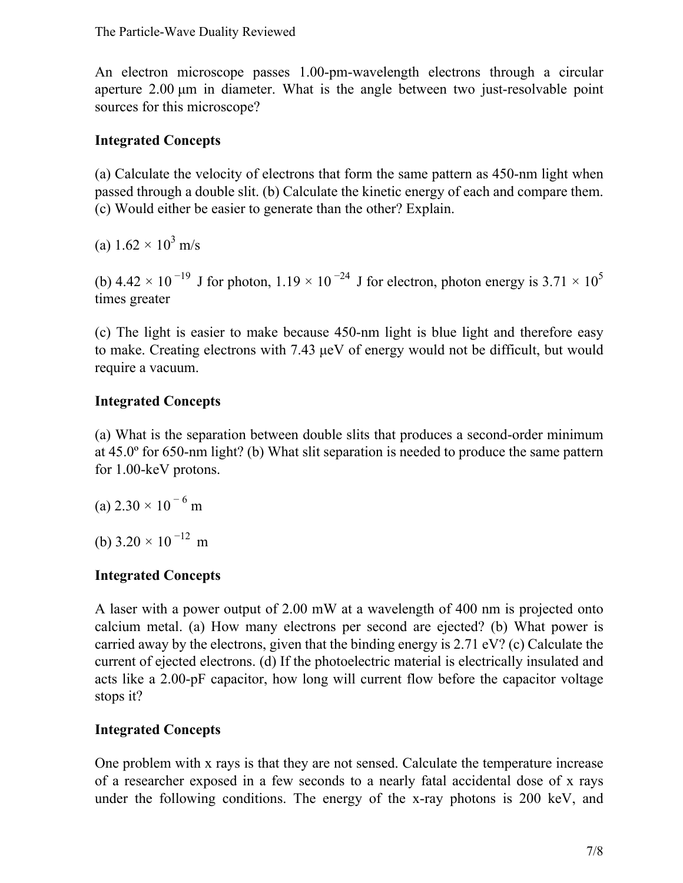An electron microscope passes 1.00-pm-wavelength electrons through a circular aperture 2.00 μm in diameter. What is the angle between two just-resolvable point sources for this microscope?

**Integrated Concepts**

(a) Calculate the velocity of electrons that form the same pattern as 450-nm light when passed through a double slit. (b) Calculate the kinetic energy of each and compare them. (c) Would either be easier to generate than the other? Explain.

(a) $1.62 \times 10^{3}$ m/s

(b) $4.42 \times 10^{-19}$ J for photon, $1.19 \times 10^{-24}$ J for electron, photon energy is $3.71 \times 10^{5}$ times greater

(c) The light is easier to make because 450-nm light is blue light and therefore easy to make. Creating electrons with 7.43 μeV of energy would not be difficult, but would require a vacuum.

**Integrated Concepts**

(a) What is the separation between double slits that produces a second-order minimum at 45.0º for 650-nm light? (b) What slit separation is needed to produce the same pattern for 1.00-keV protons.

(a) $2.30 \times 10^{-6}$ m

(b) $3.20 \times 10^{-12}$ m

**Integrated Concepts**

A laser with a power output of 2.00 mW at a wavelength of 400 nm is projected onto calcium metal. (a) How many electrons per second are ejected? (b) What power is carried away by the electrons, given that the binding energy is 2.71 eV? (c) Calculate the current of ejected electrons. (d) If the photoelectric material is electrically insulated and acts like a 2.00-pF capacitor, how long will current flow before the capacitor voltage stops it?

**Integrated Concepts**

One problem with x rays is that they are not sensed. Calculate the temperature increase of a researcher exposed in a few seconds to a nearly fatal accidental dose of x rays under the following conditions. The energy of the x-ray photons is 200 keV, and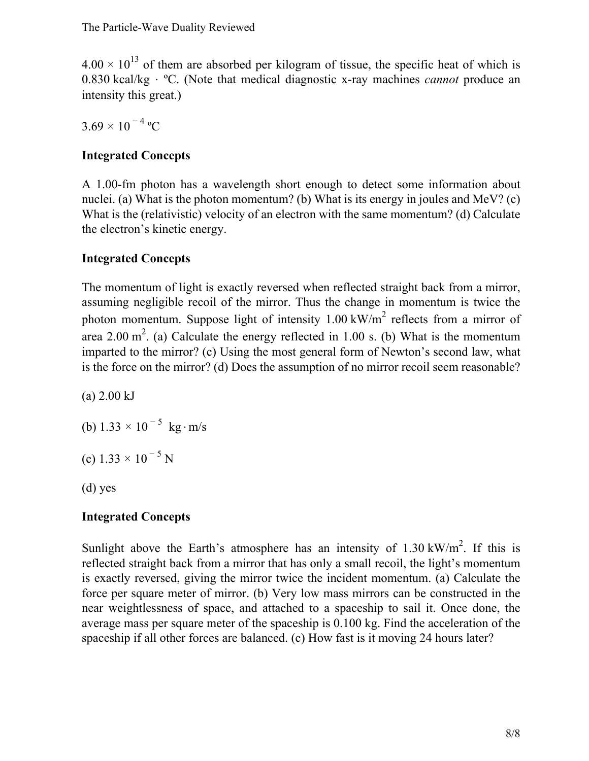$4.00 \times 10^{13}$ of them are absorbed per kilogram of tissue, the specific heat of which is $0.830\ \text{kcal/kg} \cdot {}^{\circ}\text{C}$. (Note that medical diagnostic x-ray machines *cannot* produce an intensity this great.)

$3.69 \times 10^{-4}\ {}^{\circ}\text{C}$

**Integrated Concepts**

A 1.00-fm photon has a wavelength short enough to detect some information about nuclei. (a) What is the photon momentum? (b) What is its energy in joules and MeV? (c) What is the (relativistic) velocity of an electron with the same momentum? (d) Calculate the electron's kinetic energy.

**Integrated Concepts**

The momentum of light is exactly reversed when reflected straight back from a mirror, assuming negligible recoil of the mirror. Thus the change in momentum is twice the photon momentum. Suppose light of intensity $1.00\ \text{kW/m}^2$ reflects from a mirror of area $2.00\ \text{m}^2$. (a) Calculate the energy reflected in 1.00 s. (b) What is the momentum imparted to the mirror? (c) Using the most general form of Newton's second law, what is the force on the mirror? (d) Does the assumption of no mirror recoil seem reasonable?

(a) 2.00 kJ

(b) $1.33 \times 10^{-5}\ \text{kg} \cdot \text{m/s}$

(c) $1.33 \times 10^{-5}\ \text{N}$

(d) yes

**Integrated Concepts**

Sunlight above the Earth's atmosphere has an intensity of $1.30\ \text{kW/m}^2$. If this is reflected straight back from a mirror that has only a small recoil, the light's momentum is exactly reversed, giving the mirror twice the incident momentum. (a) Calculate the force per square meter of mirror. (b) Very low mass mirrors can be constructed in the near weightlessness of space, and attached to a spaceship to sail it. Once done, the average mass per square meter of the spaceship is 0.100 kg. Find the acceleration of the spaceship if all other forces are balanced. (c) How fast is it moving 24 hours later?